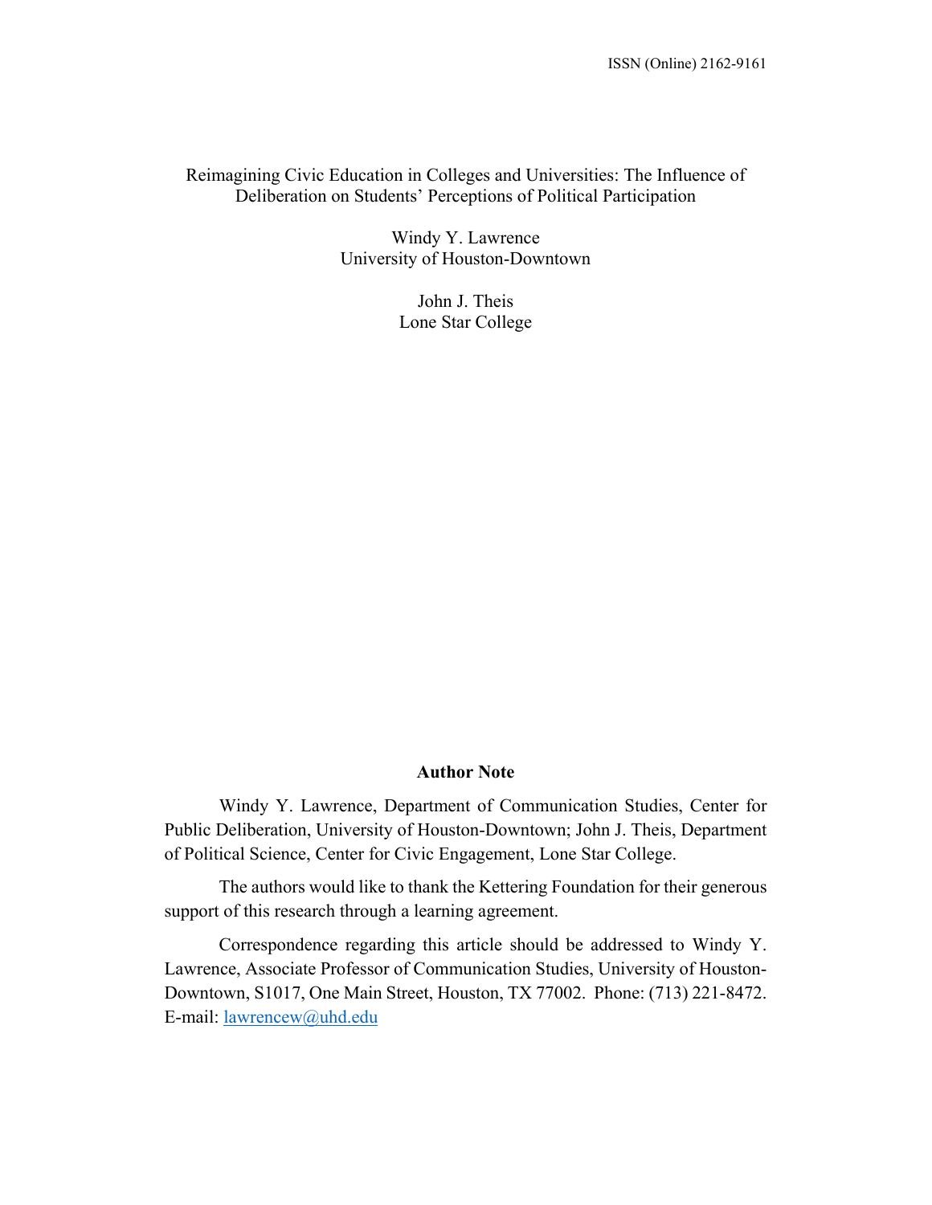ISSN (Online) 2162-9161

# Reimagining Civic Education in Colleges and Universities: The Influence of Deliberation on Students' Perceptions of Political Participation

Windy Y. Lawrence
University of Houston-Downtown

John J. Theis
Lone Star College

## Author Note

Windy Y. Lawrence, Department of Communication Studies, Center for Public Deliberation, University of Houston-Downtown; John J. Theis, Department of Political Science, Center for Civic Engagement, Lone Star College.

The authors would like to thank the Kettering Foundation for their generous support of this research through a learning agreement.

Correspondence regarding this article should be addressed to Windy Y. Lawrence, Associate Professor of Communication Studies, University of Houston-Downtown, S1017, One Main Street, Houston, TX 77002. Phone: (713) 221-8472. E-mail: lawrencew@uhd.edu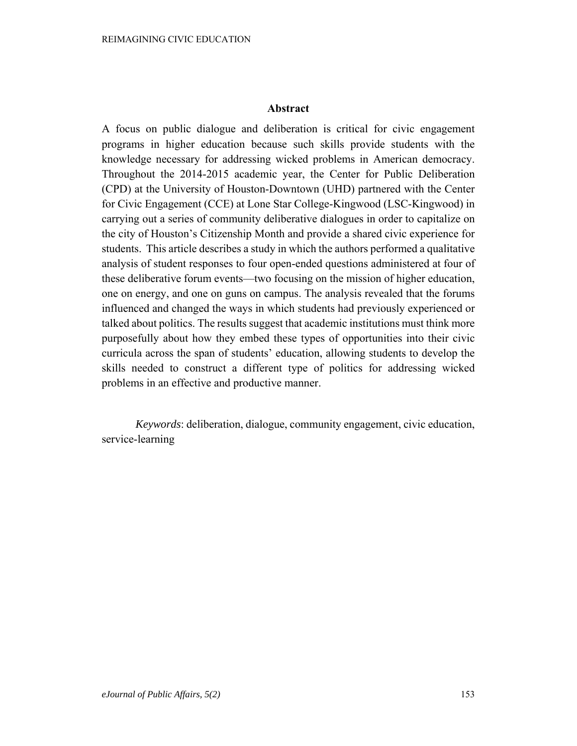## Abstract

A focus on public dialogue and deliberation is critical for civic engagement programs in higher education because such skills provide students with the knowledge necessary for addressing wicked problems in American democracy. Throughout the 2014-2015 academic year, the Center for Public Deliberation (CPD) at the University of Houston-Downtown (UHD) partnered with the Center for Civic Engagement (CCE) at Lone Star College-Kingwood (LSC-Kingwood) in carrying out a series of community deliberative dialogues in order to capitalize on the city of Houston's Citizenship Month and provide a shared civic experience for students. This article describes a study in which the authors performed a qualitative analysis of student responses to four open-ended questions administered at four of these deliberative forum events—two focusing on the mission of higher education, one on energy, and one on guns on campus. The analysis revealed that the forums influenced and changed the ways in which students had previously experienced or talked about politics. The results suggest that academic institutions must think more purposefully about how they embed these types of opportunities into their civic curricula across the span of students' education, allowing students to develop the skills needed to construct a different type of politics for addressing wicked problems in an effective and productive manner.

*Keywords*: deliberation, dialogue, community engagement, civic education, service-learning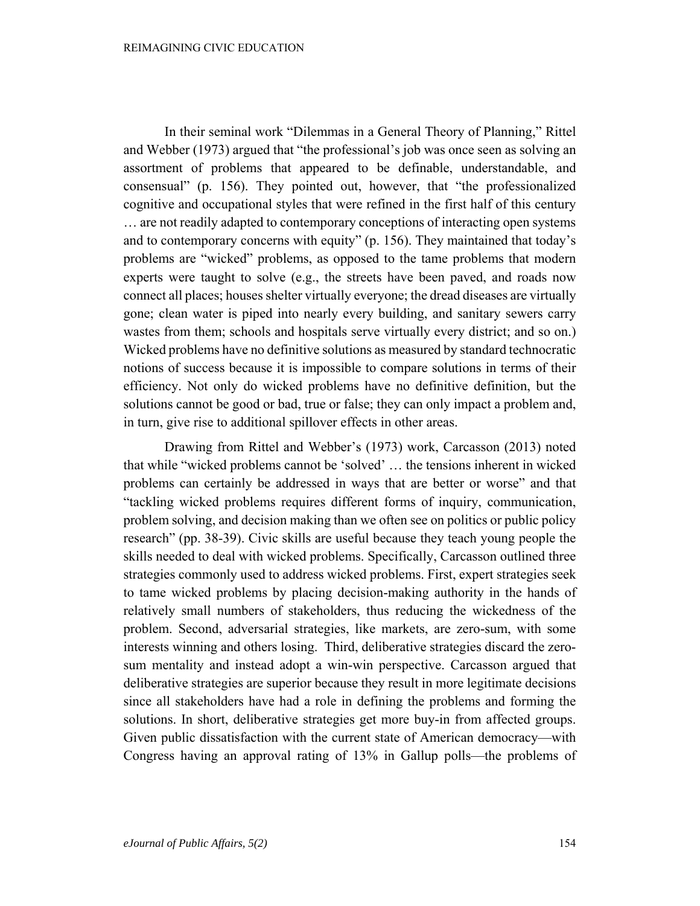In their seminal work "Dilemmas in a General Theory of Planning," Rittel and Webber (1973) argued that "the professional's job was once seen as solving an assortment of problems that appeared to be definable, understandable, and consensual" (p. 156). They pointed out, however, that "the professionalized cognitive and occupational styles that were refined in the first half of this century … are not readily adapted to contemporary conceptions of interacting open systems and to contemporary concerns with equity" (p. 156). They maintained that today's problems are "wicked" problems, as opposed to the tame problems that modern experts were taught to solve (e.g., the streets have been paved, and roads now connect all places; houses shelter virtually everyone; the dread diseases are virtually gone; clean water is piped into nearly every building, and sanitary sewers carry wastes from them; schools and hospitals serve virtually every district; and so on.) Wicked problems have no definitive solutions as measured by standard technocratic notions of success because it is impossible to compare solutions in terms of their efficiency. Not only do wicked problems have no definitive definition, but the solutions cannot be good or bad, true or false; they can only impact a problem and, in turn, give rise to additional spillover effects in other areas.

Drawing from Rittel and Webber's (1973) work, Carcasson (2013) noted that while "wicked problems cannot be 'solved' … the tensions inherent in wicked problems can certainly be addressed in ways that are better or worse" and that "tackling wicked problems requires different forms of inquiry, communication, problem solving, and decision making than we often see on politics or public policy research" (pp. 38-39). Civic skills are useful because they teach young people the skills needed to deal with wicked problems. Specifically, Carcasson outlined three strategies commonly used to address wicked problems. First, expert strategies seek to tame wicked problems by placing decision-making authority in the hands of relatively small numbers of stakeholders, thus reducing the wickedness of the problem. Second, adversarial strategies, like markets, are zero-sum, with some interests winning and others losing. Third, deliberative strategies discard the zero-sum mentality and instead adopt a win-win perspective. Carcasson argued that deliberative strategies are superior because they result in more legitimate decisions since all stakeholders have had a role in defining the problems and forming the solutions. In short, deliberative strategies get more buy-in from affected groups. Given public dissatisfaction with the current state of American democracy—with Congress having an approval rating of 13% in Gallup polls—the problems of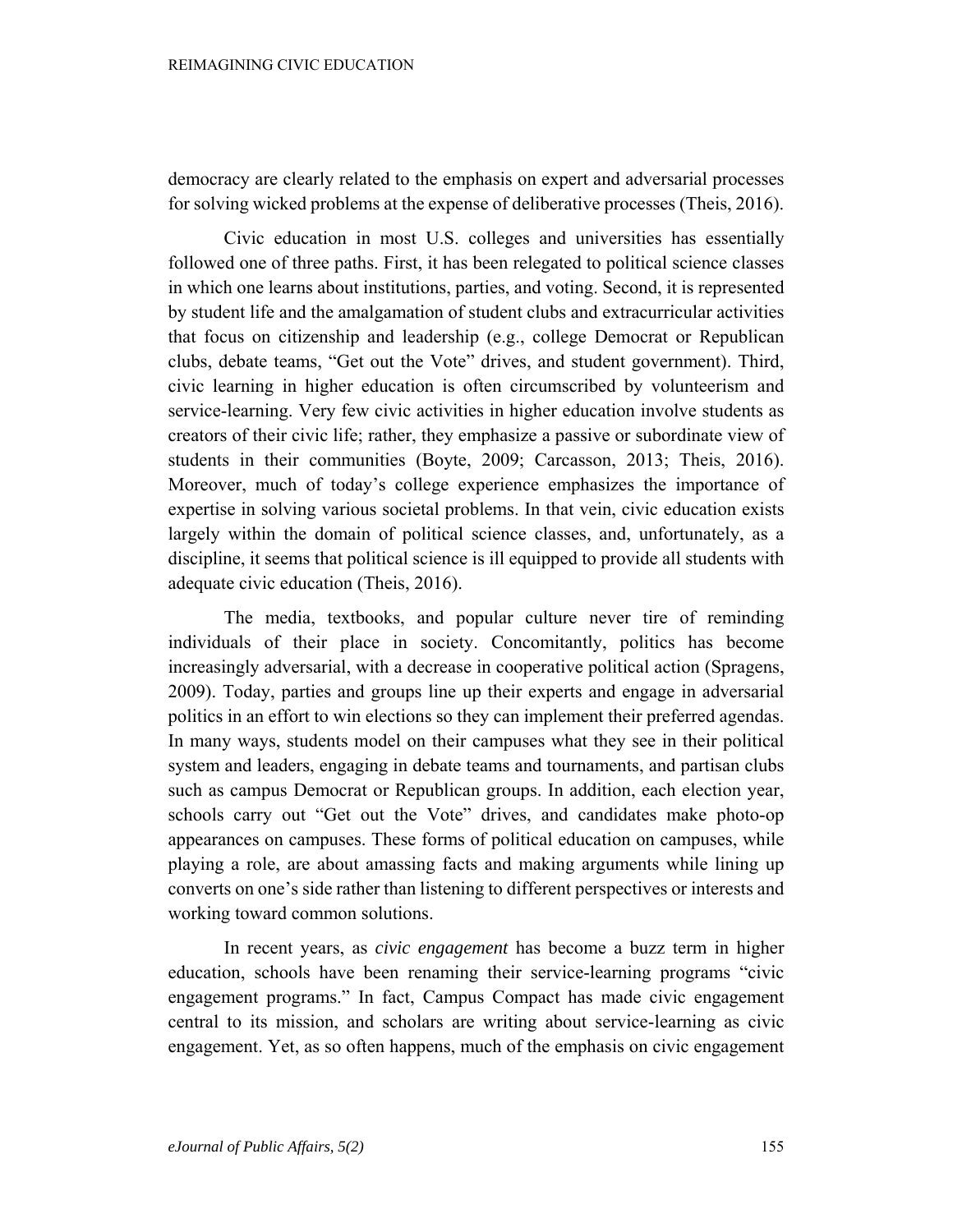democracy are clearly related to the emphasis on expert and adversarial processes for solving wicked problems at the expense of deliberative processes (Theis, 2016).

Civic education in most U.S. colleges and universities has essentially followed one of three paths. First, it has been relegated to political science classes in which one learns about institutions, parties, and voting. Second, it is represented by student life and the amalgamation of student clubs and extracurricular activities that focus on citizenship and leadership (e.g., college Democrat or Republican clubs, debate teams, "Get out the Vote" drives, and student government). Third, civic learning in higher education is often circumscribed by volunteerism and service-learning. Very few civic activities in higher education involve students as creators of their civic life; rather, they emphasize a passive or subordinate view of students in their communities (Boyte, 2009; Carcasson, 2013; Theis, 2016). Moreover, much of today's college experience emphasizes the importance of expertise in solving various societal problems. In that vein, civic education exists largely within the domain of political science classes, and, unfortunately, as a discipline, it seems that political science is ill equipped to provide all students with adequate civic education (Theis, 2016).

The media, textbooks, and popular culture never tire of reminding individuals of their place in society. Concomitantly, politics has become increasingly adversarial, with a decrease in cooperative political action (Spragens, 2009). Today, parties and groups line up their experts and engage in adversarial politics in an effort to win elections so they can implement their preferred agendas. In many ways, students model on their campuses what they see in their political system and leaders, engaging in debate teams and tournaments, and partisan clubs such as campus Democrat or Republican groups. In addition, each election year, schools carry out "Get out the Vote" drives, and candidates make photo-op appearances on campuses. These forms of political education on campuses, while playing a role, are about amassing facts and making arguments while lining up converts on one's side rather than listening to different perspectives or interests and working toward common solutions.

In recent years, as *civic engagement* has become a buzz term in higher education, schools have been renaming their service-learning programs "civic engagement programs." In fact, Campus Compact has made civic engagement central to its mission, and scholars are writing about service-learning as civic engagement. Yet, as so often happens, much of the emphasis on civic engagement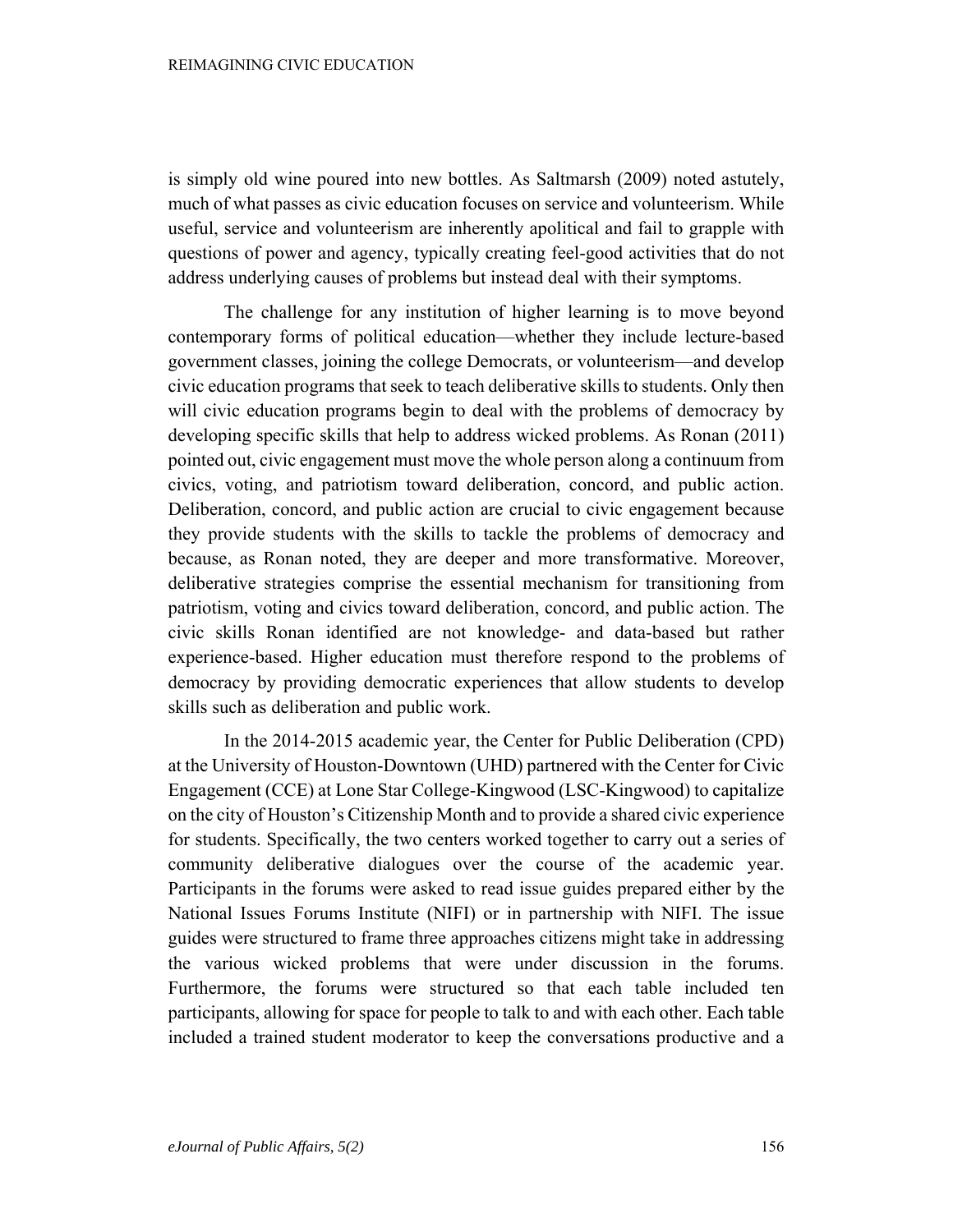is simply old wine poured into new bottles. As Saltmarsh (2009) noted astutely, much of what passes as civic education focuses on service and volunteerism. While useful, service and volunteerism are inherently apolitical and fail to grapple with questions of power and agency, typically creating feel-good activities that do not address underlying causes of problems but instead deal with their symptoms.

The challenge for any institution of higher learning is to move beyond contemporary forms of political education—whether they include lecture-based government classes, joining the college Democrats, or volunteerism—and develop civic education programs that seek to teach deliberative skills to students. Only then will civic education programs begin to deal with the problems of democracy by developing specific skills that help to address wicked problems. As Ronan (2011) pointed out, civic engagement must move the whole person along a continuum from civics, voting, and patriotism toward deliberation, concord, and public action. Deliberation, concord, and public action are crucial to civic engagement because they provide students with the skills to tackle the problems of democracy and because, as Ronan noted, they are deeper and more transformative. Moreover, deliberative strategies comprise the essential mechanism for transitioning from patriotism, voting and civics toward deliberation, concord, and public action. The civic skills Ronan identified are not knowledge- and data-based but rather experience-based. Higher education must therefore respond to the problems of democracy by providing democratic experiences that allow students to develop skills such as deliberation and public work.

In the 2014-2015 academic year, the Center for Public Deliberation (CPD) at the University of Houston-Downtown (UHD) partnered with the Center for Civic Engagement (CCE) at Lone Star College-Kingwood (LSC-Kingwood) to capitalize on the city of Houston's Citizenship Month and to provide a shared civic experience for students. Specifically, the two centers worked together to carry out a series of community deliberative dialogues over the course of the academic year. Participants in the forums were asked to read issue guides prepared either by the National Issues Forums Institute (NIFI) or in partnership with NIFI. The issue guides were structured to frame three approaches citizens might take in addressing the various wicked problems that were under discussion in the forums. Furthermore, the forums were structured so that each table included ten participants, allowing for space for people to talk to and with each other. Each table included a trained student moderator to keep the conversations productive and a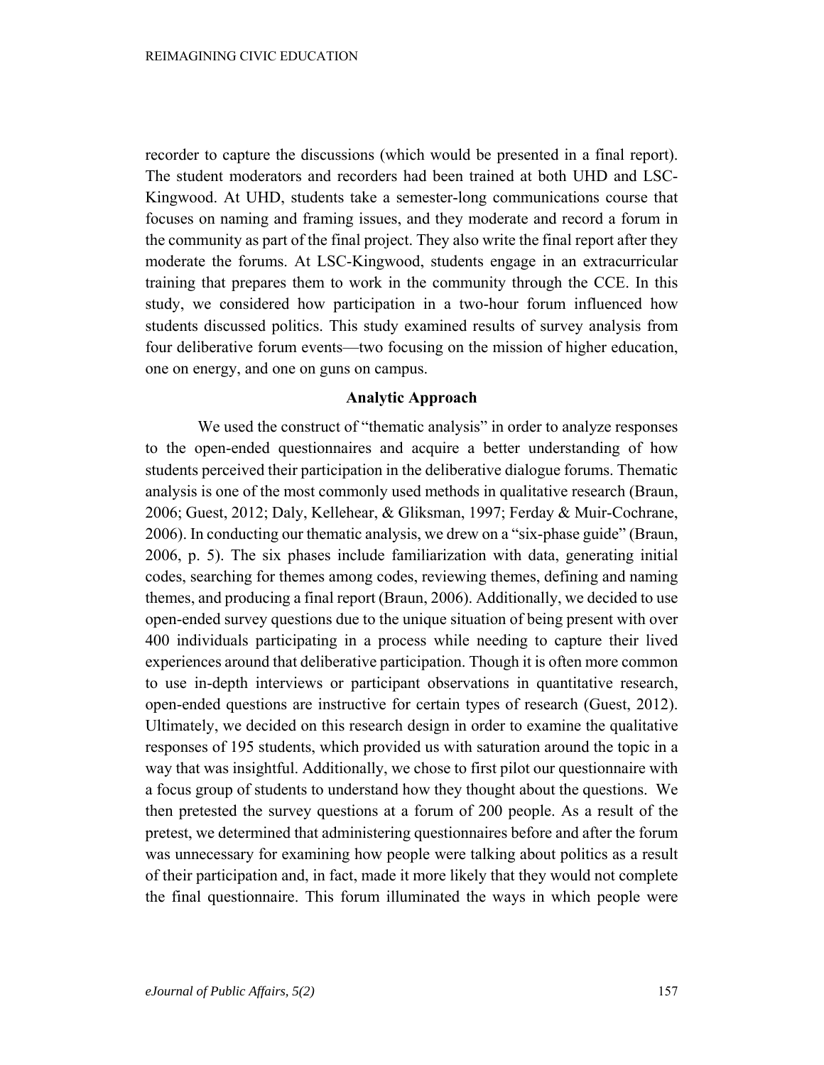recorder to capture the discussions (which would be presented in a final report). The student moderators and recorders had been trained at both UHD and LSC-Kingwood. At UHD, students take a semester-long communications course that focuses on naming and framing issues, and they moderate and record a forum in the community as part of the final project. They also write the final report after they moderate the forums. At LSC-Kingwood, students engage in an extracurricular training that prepares them to work in the community through the CCE. In this study, we considered how participation in a two-hour forum influenced how students discussed politics. This study examined results of survey analysis from four deliberative forum events—two focusing on the mission of higher education, one on energy, and one on guns on campus.

## Analytic Approach

We used the construct of "thematic analysis" in order to analyze responses to the open-ended questionnaires and acquire a better understanding of how students perceived their participation in the deliberative dialogue forums. Thematic analysis is one of the most commonly used methods in qualitative research (Braun, 2006; Guest, 2012; Daly, Kellehear, & Gliksman, 1997; Ferday & Muir-Cochrane, 2006). In conducting our thematic analysis, we drew on a "six-phase guide" (Braun, 2006, p. 5). The six phases include familiarization with data, generating initial codes, searching for themes among codes, reviewing themes, defining and naming themes, and producing a final report (Braun, 2006). Additionally, we decided to use open-ended survey questions due to the unique situation of being present with over 400 individuals participating in a process while needing to capture their lived experiences around that deliberative participation. Though it is often more common to use in-depth interviews or participant observations in quantitative research, open-ended questions are instructive for certain types of research (Guest, 2012). Ultimately, we decided on this research design in order to examine the qualitative responses of 195 students, which provided us with saturation around the topic in a way that was insightful. Additionally, we chose to first pilot our questionnaire with a focus group of students to understand how they thought about the questions. We then pretested the survey questions at a forum of 200 people. As a result of the pretest, we determined that administering questionnaires before and after the forum was unnecessary for examining how people were talking about politics as a result of their participation and, in fact, made it more likely that they would not complete the final questionnaire. This forum illuminated the ways in which people were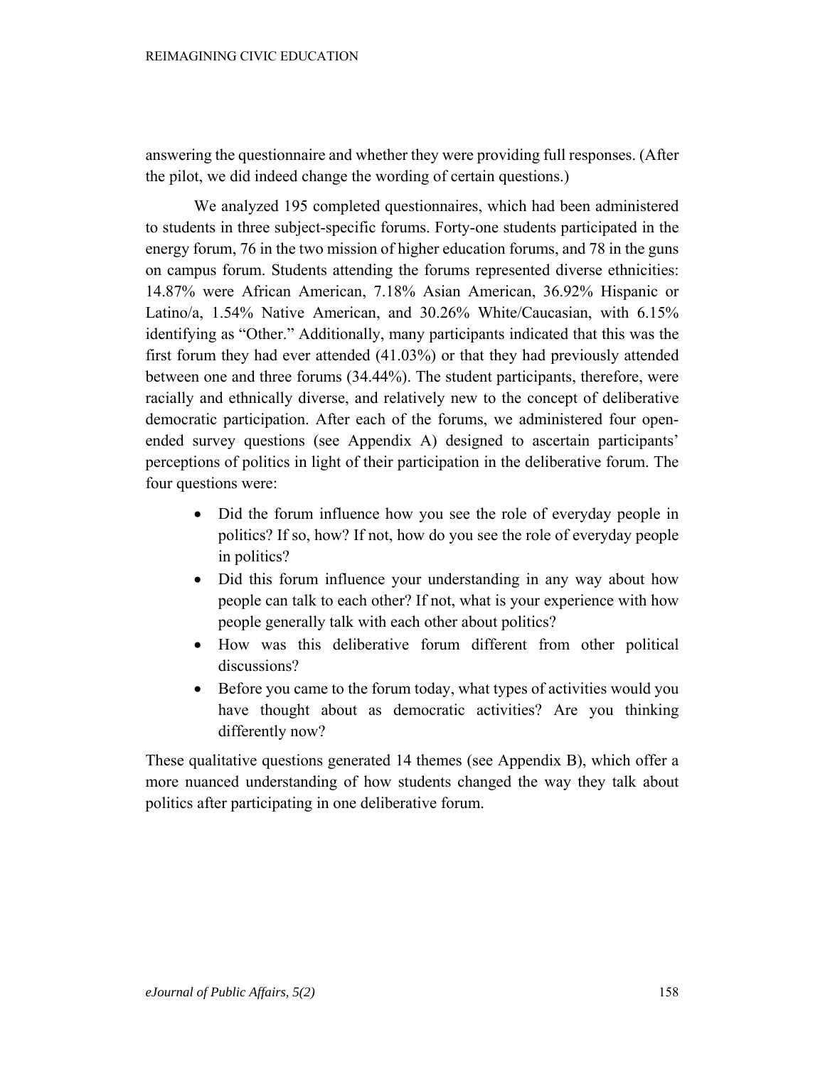answering the questionnaire and whether they were providing full responses. (After the pilot, we did indeed change the wording of certain questions.)

We analyzed 195 completed questionnaires, which had been administered to students in three subject-specific forums. Forty-one students participated in the energy forum, 76 in the two mission of higher education forums, and 78 in the guns on campus forum. Students attending the forums represented diverse ethnicities: 14.87% were African American, 7.18% Asian American, 36.92% Hispanic or Latino/a, 1.54% Native American, and 30.26% White/Caucasian, with 6.15% identifying as "Other." Additionally, many participants indicated that this was the first forum they had ever attended (41.03%) or that they had previously attended between one and three forums (34.44%). The student participants, therefore, were racially and ethnically diverse, and relatively new to the concept of deliberative democratic participation. After each of the forums, we administered four open-ended survey questions (see Appendix A) designed to ascertain participants' perceptions of politics in light of their participation in the deliberative forum. The four questions were:

- Did the forum influence how you see the role of everyday people in politics? If so, how? If not, how do you see the role of everyday people in politics?
- Did this forum influence your understanding in any way about how people can talk to each other? If not, what is your experience with how people generally talk with each other about politics?
- How was this deliberative forum different from other political discussions?
- Before you came to the forum today, what types of activities would you have thought about as democratic activities? Are you thinking differently now?

These qualitative questions generated 14 themes (see Appendix B), which offer a more nuanced understanding of how students changed the way they talk about politics after participating in one deliberative forum.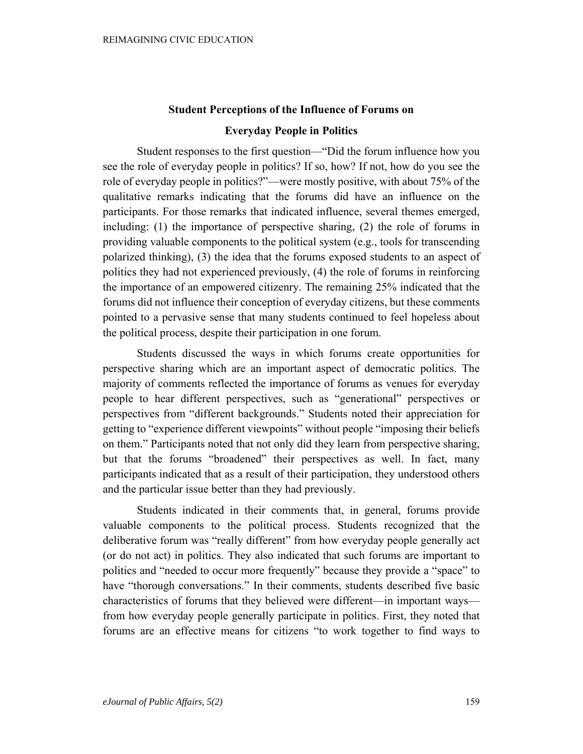## Student Perceptions of the Influence of Forums on Everyday People in Politics

Student responses to the first question—"Did the forum influence how you see the role of everyday people in politics? If so, how? If not, how do you see the role of everyday people in politics?"—were mostly positive, with about 75% of the qualitative remarks indicating that the forums did have an influence on the participants. For those remarks that indicated influence, several themes emerged, including: (1) the importance of perspective sharing, (2) the role of forums in providing valuable components to the political system (e.g., tools for transcending polarized thinking), (3) the idea that the forums exposed students to an aspect of politics they had not experienced previously, (4) the role of forums in reinforcing the importance of an empowered citizenry. The remaining 25% indicated that the forums did not influence their conception of everyday citizens, but these comments pointed to a pervasive sense that many students continued to feel hopeless about the political process, despite their participation in one forum.

Students discussed the ways in which forums create opportunities for perspective sharing which are an important aspect of democratic politics. The majority of comments reflected the importance of forums as venues for everyday people to hear different perspectives, such as "generational" perspectives or perspectives from "different backgrounds." Students noted their appreciation for getting to "experience different viewpoints" without people "imposing their beliefs on them." Participants noted that not only did they learn from perspective sharing, but that the forums "broadened" their perspectives as well. In fact, many participants indicated that as a result of their participation, they understood others and the particular issue better than they had previously.

Students indicated in their comments that, in general, forums provide valuable components to the political process. Students recognized that the deliberative forum was "really different" from how everyday people generally act (or do not act) in politics. They also indicated that such forums are important to politics and "needed to occur more frequently" because they provide a "space" to have "thorough conversations." In their comments, students described five basic characteristics of forums that they believed were different—in important ways—from how everyday people generally participate in politics. First, they noted that forums are an effective means for citizens "to work together to find ways to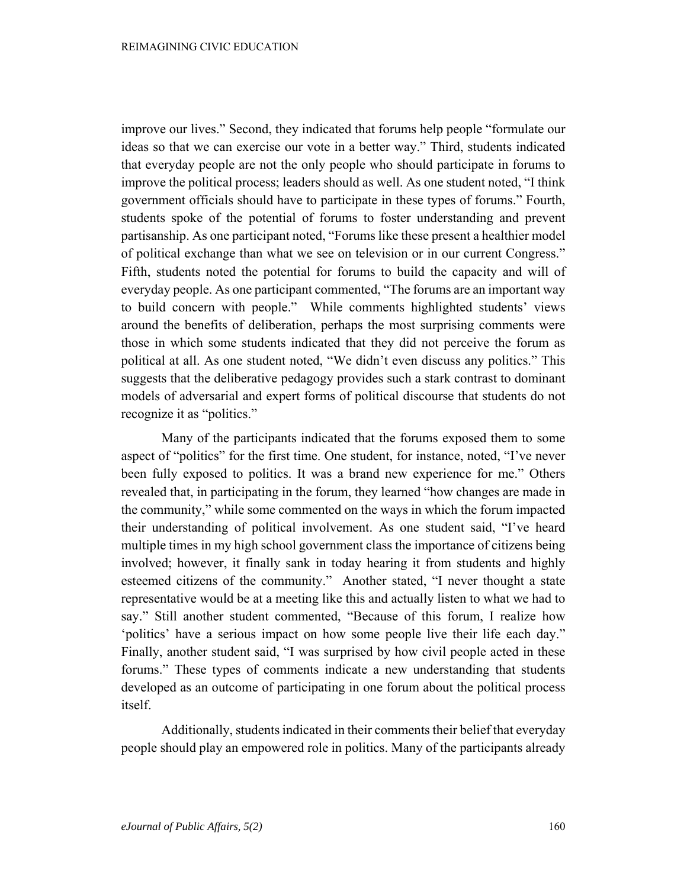improve our lives." Second, they indicated that forums help people "formulate our ideas so that we can exercise our vote in a better way." Third, students indicated that everyday people are not the only people who should participate in forums to improve the political process; leaders should as well. As one student noted, "I think government officials should have to participate in these types of forums." Fourth, students spoke of the potential of forums to foster understanding and prevent partisanship. As one participant noted, "Forums like these present a healthier model of political exchange than what we see on television or in our current Congress." Fifth, students noted the potential for forums to build the capacity and will of everyday people. As one participant commented, "The forums are an important way to build concern with people." While comments highlighted students' views around the benefits of deliberation, perhaps the most surprising comments were those in which some students indicated that they did not perceive the forum as political at all. As one student noted, "We didn't even discuss any politics." This suggests that the deliberative pedagogy provides such a stark contrast to dominant models of adversarial and expert forms of political discourse that students do not recognize it as "politics."

Many of the participants indicated that the forums exposed them to some aspect of "politics" for the first time. One student, for instance, noted, "I've never been fully exposed to politics. It was a brand new experience for me." Others revealed that, in participating in the forum, they learned "how changes are made in the community," while some commented on the ways in which the forum impacted their understanding of political involvement. As one student said, "I've heard multiple times in my high school government class the importance of citizens being involved; however, it finally sank in today hearing it from students and highly esteemed citizens of the community." Another stated, "I never thought a state representative would be at a meeting like this and actually listen to what we had to say." Still another student commented, "Because of this forum, I realize how 'politics' have a serious impact on how some people live their life each day." Finally, another student said, "I was surprised by how civil people acted in these forums." These types of comments indicate a new understanding that students developed as an outcome of participating in one forum about the political process itself.

Additionally, students indicated in their comments their belief that everyday people should play an empowered role in politics. Many of the participants already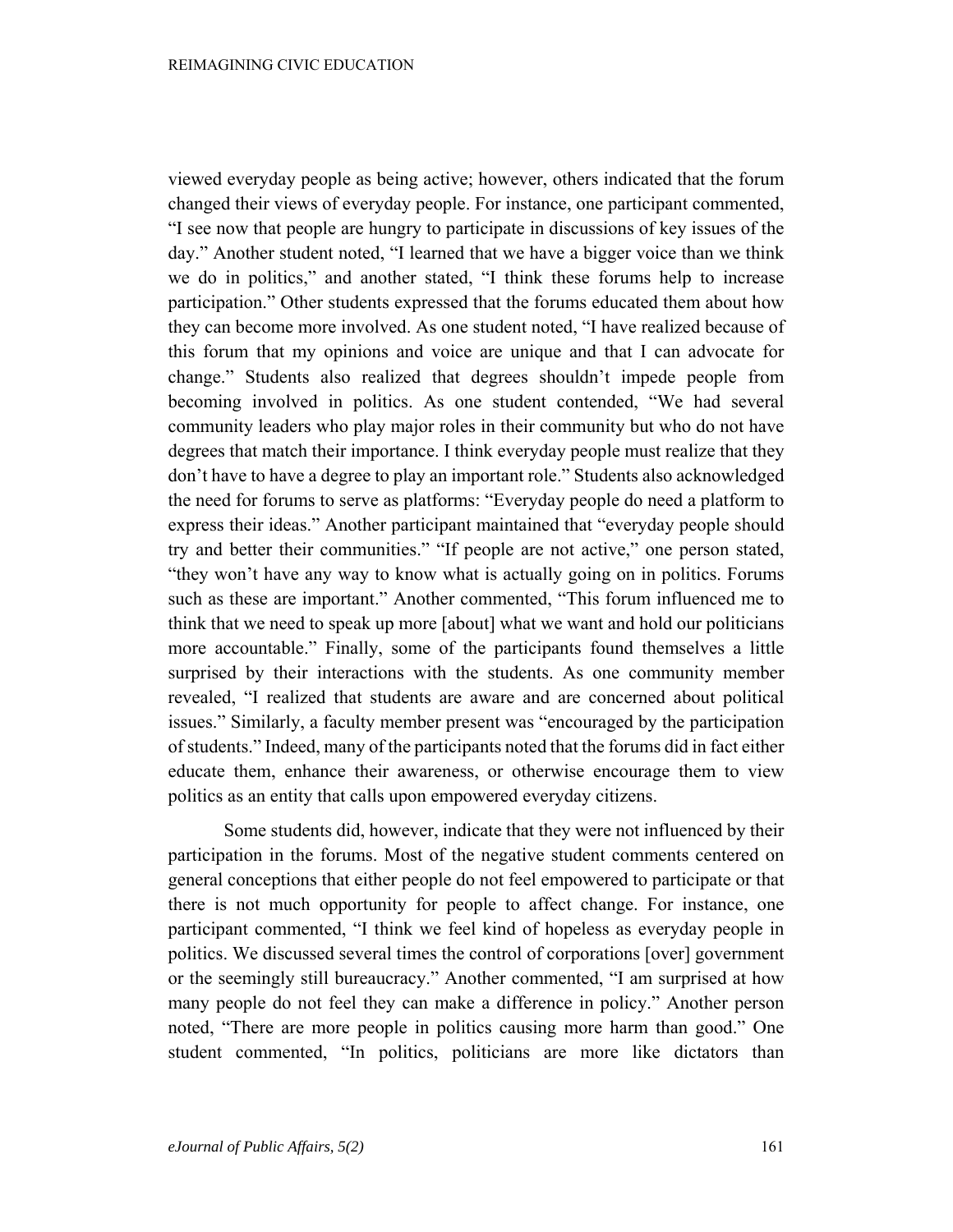viewed everyday people as being active; however, others indicated that the forum changed their views of everyday people. For instance, one participant commented, "I see now that people are hungry to participate in discussions of key issues of the day." Another student noted, "I learned that we have a bigger voice than we think we do in politics," and another stated, "I think these forums help to increase participation." Other students expressed that the forums educated them about how they can become more involved. As one student noted, "I have realized because of this forum that my opinions and voice are unique and that I can advocate for change." Students also realized that degrees shouldn't impede people from becoming involved in politics. As one student contended, "We had several community leaders who play major roles in their community but who do not have degrees that match their importance. I think everyday people must realize that they don't have to have a degree to play an important role." Students also acknowledged the need for forums to serve as platforms: "Everyday people do need a platform to express their ideas." Another participant maintained that "everyday people should try and better their communities." "If people are not active," one person stated, "they won't have any way to know what is actually going on in politics. Forums such as these are important." Another commented, "This forum influenced me to think that we need to speak up more [about] what we want and hold our politicians more accountable." Finally, some of the participants found themselves a little surprised by their interactions with the students. As one community member revealed, "I realized that students are aware and are concerned about political issues." Similarly, a faculty member present was "encouraged by the participation of students." Indeed, many of the participants noted that the forums did in fact either educate them, enhance their awareness, or otherwise encourage them to view politics as an entity that calls upon empowered everyday citizens.

Some students did, however, indicate that they were not influenced by their participation in the forums. Most of the negative student comments centered on general conceptions that either people do not feel empowered to participate or that there is not much opportunity for people to affect change. For instance, one participant commented, "I think we feel kind of hopeless as everyday people in politics. We discussed several times the control of corporations [over] government or the seemingly still bureaucracy." Another commented, "I am surprised at how many people do not feel they can make a difference in policy." Another person noted, "There are more people in politics causing more harm than good." One student commented, "In politics, politicians are more like dictators than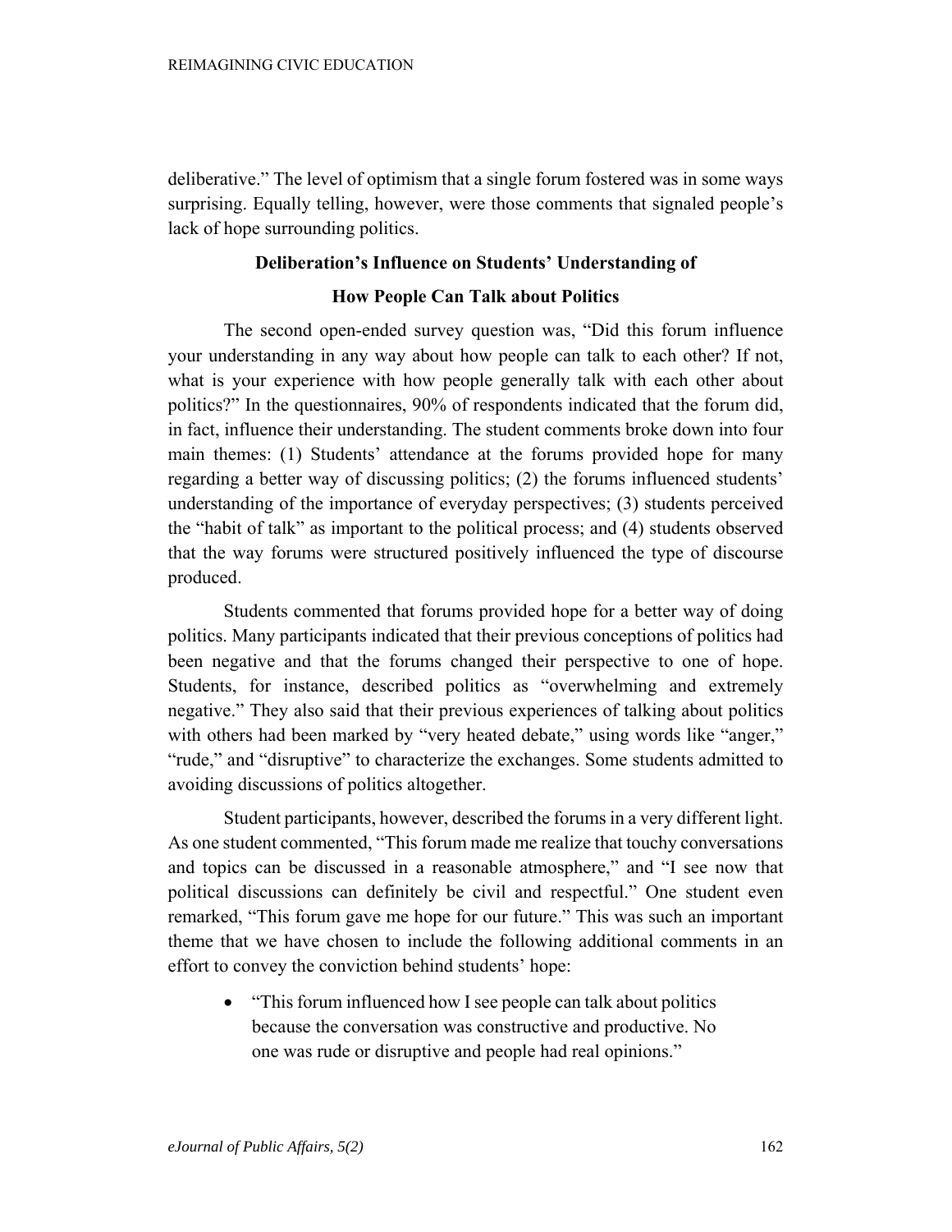deliberative." The level of optimism that a single forum fostered was in some ways surprising. Equally telling, however, were those comments that signaled people's lack of hope surrounding politics.

## Deliberation's Influence on Students' Understanding of How People Can Talk about Politics

The second open-ended survey question was, "Did this forum influence your understanding in any way about how people can talk to each other? If not, what is your experience with how people generally talk with each other about politics?" In the questionnaires, 90% of respondents indicated that the forum did, in fact, influence their understanding. The student comments broke down into four main themes: (1) Students' attendance at the forums provided hope for many regarding a better way of discussing politics; (2) the forums influenced students' understanding of the importance of everyday perspectives; (3) students perceived the "habit of talk" as important to the political process; and (4) students observed that the way forums were structured positively influenced the type of discourse produced.

Students commented that forums provided hope for a better way of doing politics. Many participants indicated that their previous conceptions of politics had been negative and that the forums changed their perspective to one of hope. Students, for instance, described politics as "overwhelming and extremely negative." They also said that their previous experiences of talking about politics with others had been marked by "very heated debate," using words like "anger," "rude," and "disruptive" to characterize the exchanges. Some students admitted to avoiding discussions of politics altogether.

Student participants, however, described the forums in a very different light. As one student commented, "This forum made me realize that touchy conversations and topics can be discussed in a reasonable atmosphere," and "I see now that political discussions can definitely be civil and respectful." One student even remarked, "This forum gave me hope for our future." This was such an important theme that we have chosen to include the following additional comments in an effort to convey the conviction behind students' hope:

- "This forum influenced how I see people can talk about politics because the conversation was constructive and productive. No one was rude or disruptive and people had real opinions."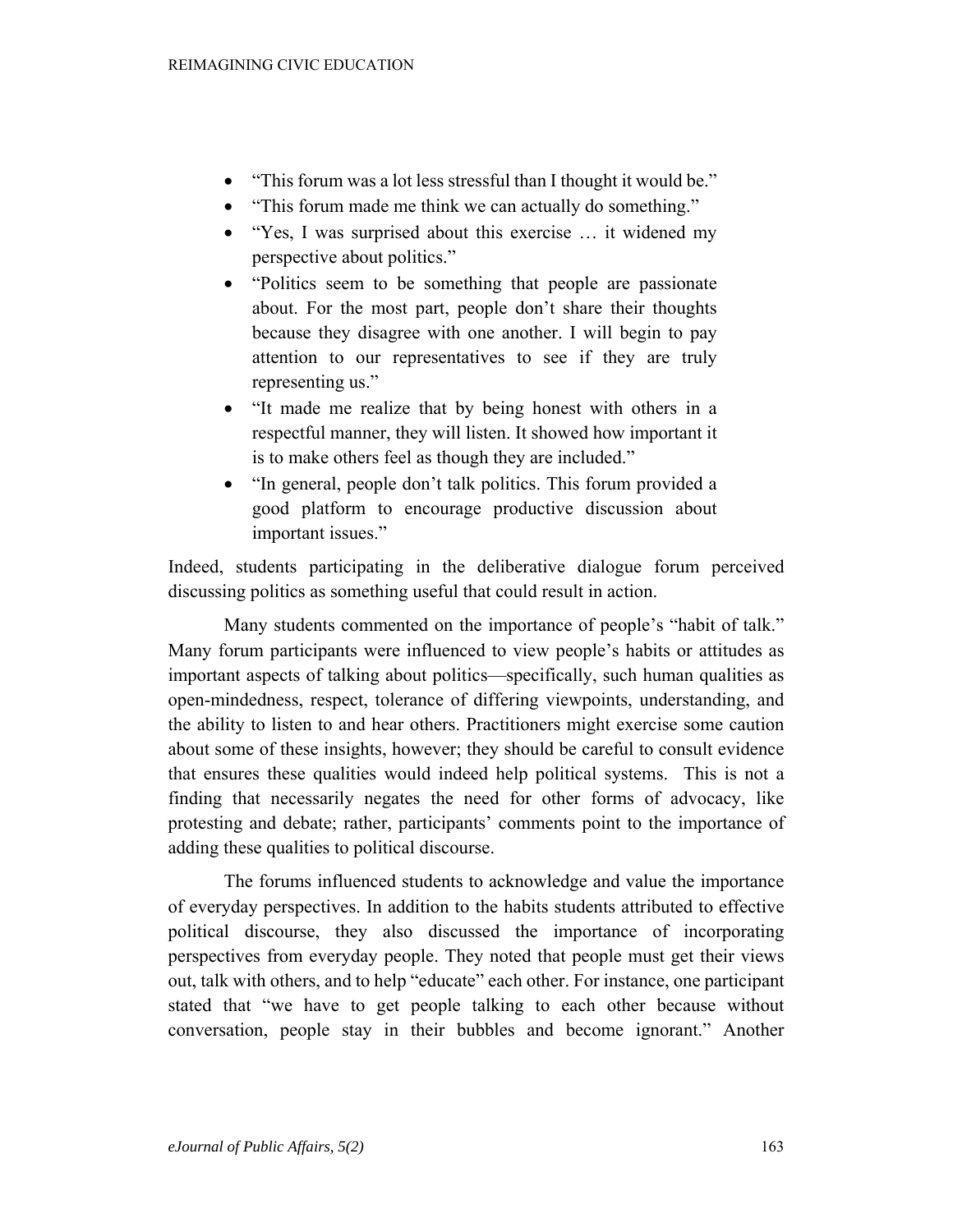- "This forum was a lot less stressful than I thought it would be."
- "This forum made me think we can actually do something."
- "Yes, I was surprised about this exercise … it widened my perspective about politics."
- "Politics seem to be something that people are passionate about. For the most part, people don't share their thoughts because they disagree with one another. I will begin to pay attention to our representatives to see if they are truly representing us."
- "It made me realize that by being honest with others in a respectful manner, they will listen. It showed how important it is to make others feel as though they are included."
- "In general, people don't talk politics. This forum provided a good platform to encourage productive discussion about important issues."

Indeed, students participating in the deliberative dialogue forum perceived discussing politics as something useful that could result in action.

Many students commented on the importance of people's "habit of talk." Many forum participants were influenced to view people's habits or attitudes as important aspects of talking about politics—specifically, such human qualities as open-mindedness, respect, tolerance of differing viewpoints, understanding, and the ability to listen to and hear others. Practitioners might exercise some caution about some of these insights, however; they should be careful to consult evidence that ensures these qualities would indeed help political systems. This is not a finding that necessarily negates the need for other forms of advocacy, like protesting and debate; rather, participants' comments point to the importance of adding these qualities to political discourse.

The forums influenced students to acknowledge and value the importance of everyday perspectives. In addition to the habits students attributed to effective political discourse, they also discussed the importance of incorporating perspectives from everyday people. They noted that people must get their views out, talk with others, and to help "educate" each other. For instance, one participant stated that "we have to get people talking to each other because without conversation, people stay in their bubbles and become ignorant." Another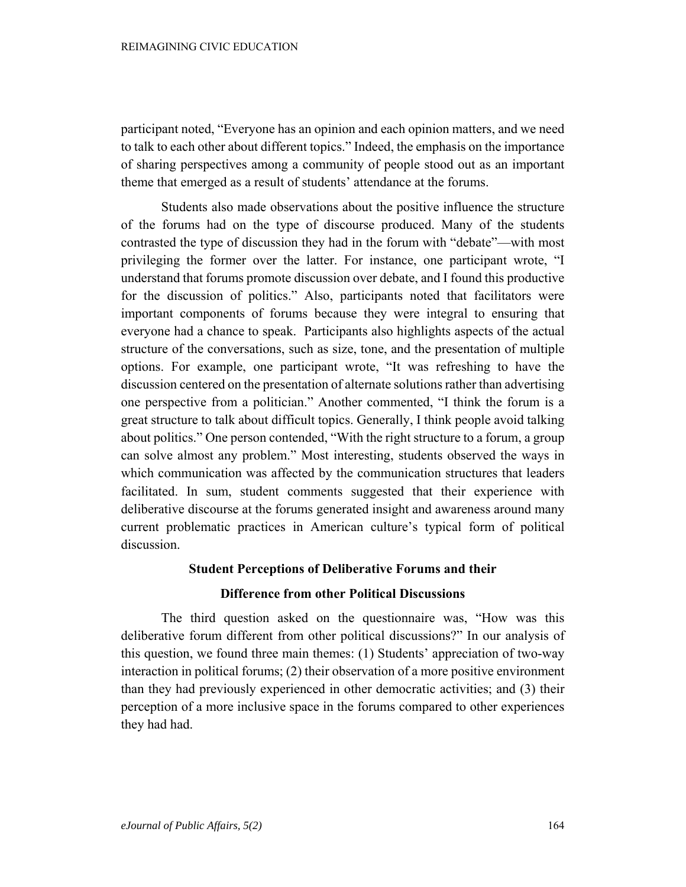participant noted, "Everyone has an opinion and each opinion matters, and we need to talk to each other about different topics." Indeed, the emphasis on the importance of sharing perspectives among a community of people stood out as an important theme that emerged as a result of students' attendance at the forums.

Students also made observations about the positive influence the structure of the forums had on the type of discourse produced. Many of the students contrasted the type of discussion they had in the forum with "debate"—with most privileging the former over the latter. For instance, one participant wrote, "I understand that forums promote discussion over debate, and I found this productive for the discussion of politics." Also, participants noted that facilitators were important components of forums because they were integral to ensuring that everyone had a chance to speak. Participants also highlights aspects of the actual structure of the conversations, such as size, tone, and the presentation of multiple options. For example, one participant wrote, "It was refreshing to have the discussion centered on the presentation of alternate solutions rather than advertising one perspective from a politician." Another commented, "I think the forum is a great structure to talk about difficult topics. Generally, I think people avoid talking about politics." One person contended, "With the right structure to a forum, a group can solve almost any problem." Most interesting, students observed the ways in which communication was affected by the communication structures that leaders facilitated. In sum, student comments suggested that their experience with deliberative discourse at the forums generated insight and awareness around many current problematic practices in American culture's typical form of political discussion.

### Student Perceptions of Deliberative Forums and their Difference from other Political Discussions

The third question asked on the questionnaire was, "How was this deliberative forum different from other political discussions?" In our analysis of this question, we found three main themes: (1) Students' appreciation of two-way interaction in political forums; (2) their observation of a more positive environment than they had previously experienced in other democratic activities; and (3) their perception of a more inclusive space in the forums compared to other experiences they had had.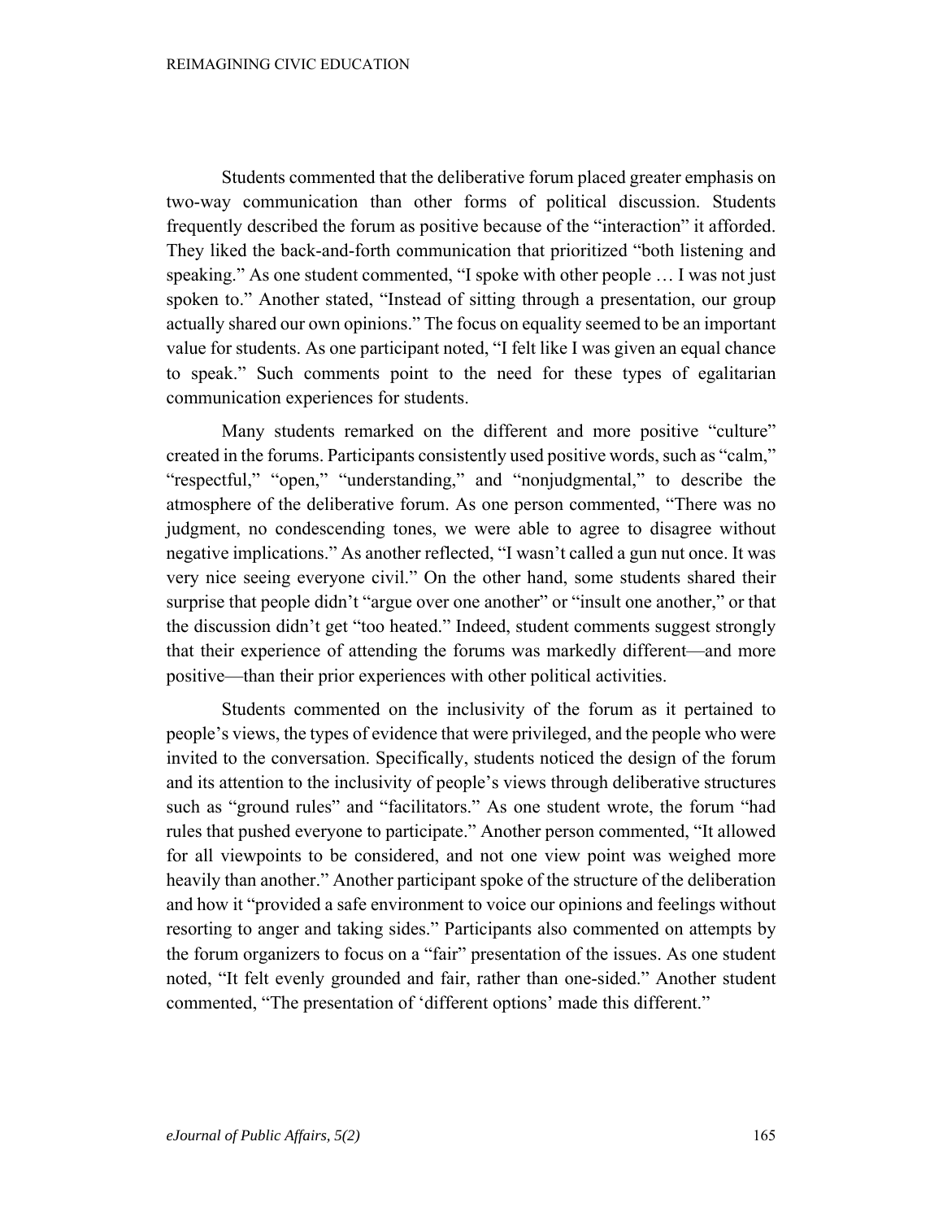Students commented that the deliberative forum placed greater emphasis on two-way communication than other forms of political discussion. Students frequently described the forum as positive because of the "interaction" it afforded. They liked the back-and-forth communication that prioritized "both listening and speaking." As one student commented, "I spoke with other people … I was not just spoken to." Another stated, "Instead of sitting through a presentation, our group actually shared our own opinions." The focus on equality seemed to be an important value for students. As one participant noted, "I felt like I was given an equal chance to speak." Such comments point to the need for these types of egalitarian communication experiences for students.

Many students remarked on the different and more positive "culture" created in the forums. Participants consistently used positive words, such as "calm," "respectful," "open," "understanding," and "nonjudgmental," to describe the atmosphere of the deliberative forum. As one person commented, "There was no judgment, no condescending tones, we were able to agree to disagree without negative implications." As another reflected, "I wasn't called a gun nut once. It was very nice seeing everyone civil." On the other hand, some students shared their surprise that people didn't "argue over one another" or "insult one another," or that the discussion didn't get "too heated." Indeed, student comments suggest strongly that their experience of attending the forums was markedly different—and more positive—than their prior experiences with other political activities.

Students commented on the inclusivity of the forum as it pertained to people's views, the types of evidence that were privileged, and the people who were invited to the conversation. Specifically, students noticed the design of the forum and its attention to the inclusivity of people's views through deliberative structures such as "ground rules" and "facilitators." As one student wrote, the forum "had rules that pushed everyone to participate." Another person commented, "It allowed for all viewpoints to be considered, and not one view point was weighed more heavily than another." Another participant spoke of the structure of the deliberation and how it "provided a safe environment to voice our opinions and feelings without resorting to anger and taking sides." Participants also commented on attempts by the forum organizers to focus on a "fair" presentation of the issues. As one student noted, "It felt evenly grounded and fair, rather than one-sided." Another student commented, "The presentation of 'different options' made this different."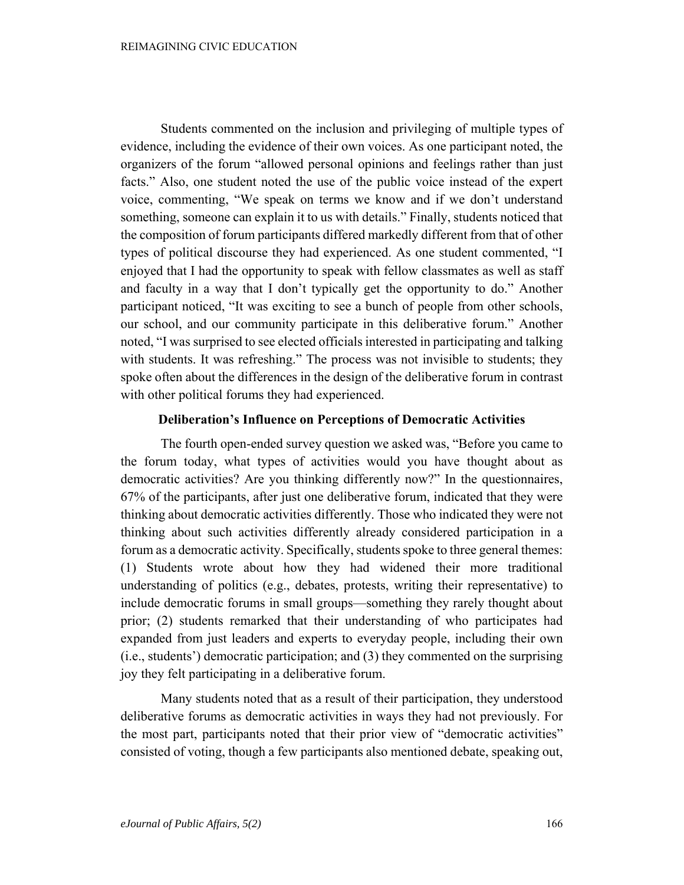Students commented on the inclusion and privileging of multiple types of evidence, including the evidence of their own voices. As one participant noted, the organizers of the forum "allowed personal opinions and feelings rather than just facts." Also, one student noted the use of the public voice instead of the expert voice, commenting, "We speak on terms we know and if we don't understand something, someone can explain it to us with details." Finally, students noticed that the composition of forum participants differed markedly different from that of other types of political discourse they had experienced. As one student commented, "I enjoyed that I had the opportunity to speak with fellow classmates as well as staff and faculty in a way that I don't typically get the opportunity to do." Another participant noticed, "It was exciting to see a bunch of people from other schools, our school, and our community participate in this deliberative forum." Another noted, "I was surprised to see elected officials interested in participating and talking with students. It was refreshing." The process was not invisible to students; they spoke often about the differences in the design of the deliberative forum in contrast with other political forums they had experienced.

### Deliberation's Influence on Perceptions of Democratic Activities

The fourth open-ended survey question we asked was, "Before you came to the forum today, what types of activities would you have thought about as democratic activities? Are you thinking differently now?" In the questionnaires, 67% of the participants, after just one deliberative forum, indicated that they were thinking about democratic activities differently. Those who indicated they were not thinking about such activities differently already considered participation in a forum as a democratic activity. Specifically, students spoke to three general themes: (1) Students wrote about how they had widened their more traditional understanding of politics (e.g., debates, protests, writing their representative) to include democratic forums in small groups—something they rarely thought about prior; (2) students remarked that their understanding of who participates had expanded from just leaders and experts to everyday people, including their own (i.e., students') democratic participation; and (3) they commented on the surprising joy they felt participating in a deliberative forum.

Many students noted that as a result of their participation, they understood deliberative forums as democratic activities in ways they had not previously. For the most part, participants noted that their prior view of "democratic activities" consisted of voting, though a few participants also mentioned debate, speaking out,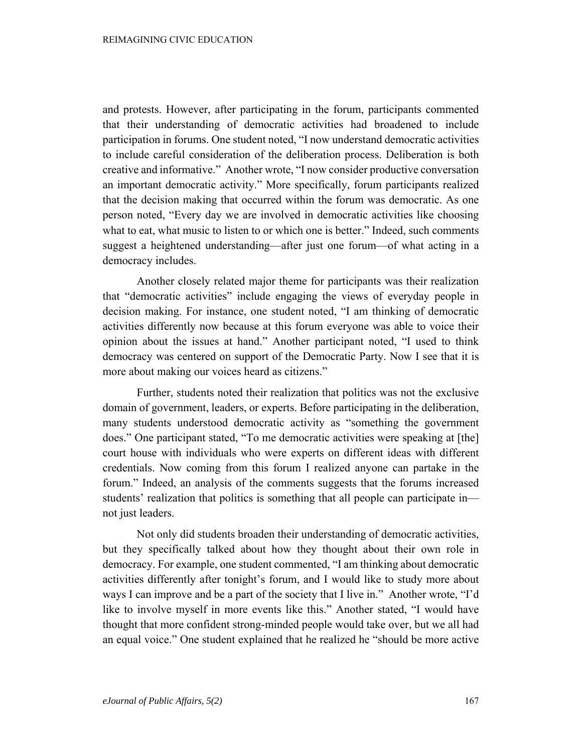and protests. However, after participating in the forum, participants commented that their understanding of democratic activities had broadened to include participation in forums. One student noted, "I now understand democratic activities to include careful consideration of the deliberation process. Deliberation is both creative and informative." Another wrote, "I now consider productive conversation an important democratic activity." More specifically, forum participants realized that the decision making that occurred within the forum was democratic. As one person noted, "Every day we are involved in democratic activities like choosing what to eat, what music to listen to or which one is better." Indeed, such comments suggest a heightened understanding—after just one forum—of what acting in a democracy includes.

Another closely related major theme for participants was their realization that "democratic activities" include engaging the views of everyday people in decision making. For instance, one student noted, "I am thinking of democratic activities differently now because at this forum everyone was able to voice their opinion about the issues at hand." Another participant noted, "I used to think democracy was centered on support of the Democratic Party. Now I see that it is more about making our voices heard as citizens."

Further, students noted their realization that politics was not the exclusive domain of government, leaders, or experts. Before participating in the deliberation, many students understood democratic activity as "something the government does." One participant stated, "To me democratic activities were speaking at [the] court house with individuals who were experts on different ideas with different credentials. Now coming from this forum I realized anyone can partake in the forum." Indeed, an analysis of the comments suggests that the forums increased students' realization that politics is something that all people can participate in—not just leaders.

Not only did students broaden their understanding of democratic activities, but they specifically talked about how they thought about their own role in democracy. For example, one student commented, "I am thinking about democratic activities differently after tonight's forum, and I would like to study more about ways I can improve and be a part of the society that I live in." Another wrote, "I'd like to involve myself in more events like this." Another stated, "I would have thought that more confident strong-minded people would take over, but we all had an equal voice." One student explained that he realized he "should be more active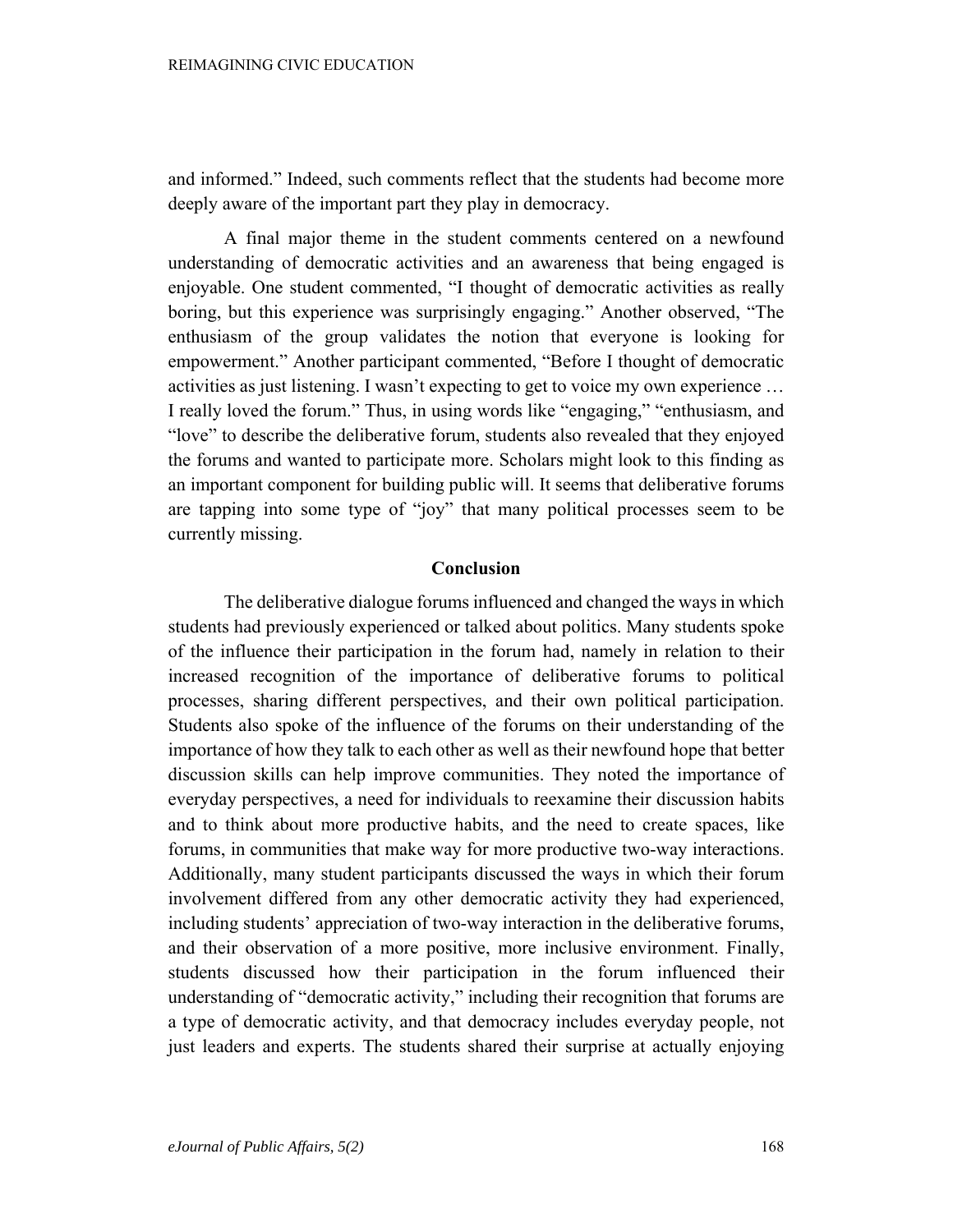and informed." Indeed, such comments reflect that the students had become more deeply aware of the important part they play in democracy.

A final major theme in the student comments centered on a newfound understanding of democratic activities and an awareness that being engaged is enjoyable. One student commented, "I thought of democratic activities as really boring, but this experience was surprisingly engaging." Another observed, "The enthusiasm of the group validates the notion that everyone is looking for empowerment." Another participant commented, "Before I thought of democratic activities as just listening. I wasn't expecting to get to voice my own experience … I really loved the forum." Thus, in using words like "engaging," "enthusiasm, and "love" to describe the deliberative forum, students also revealed that they enjoyed the forums and wanted to participate more. Scholars might look to this finding as an important component for building public will. It seems that deliberative forums are tapping into some type of "joy" that many political processes seem to be currently missing.

## Conclusion

The deliberative dialogue forums influenced and changed the ways in which students had previously experienced or talked about politics. Many students spoke of the influence their participation in the forum had, namely in relation to their increased recognition of the importance of deliberative forums to political processes, sharing different perspectives, and their own political participation. Students also spoke of the influence of the forums on their understanding of the importance of how they talk to each other as well as their newfound hope that better discussion skills can help improve communities. They noted the importance of everyday perspectives, a need for individuals to reexamine their discussion habits and to think about more productive habits, and the need to create spaces, like forums, in communities that make way for more productive two-way interactions. Additionally, many student participants discussed the ways in which their forum involvement differed from any other democratic activity they had experienced, including students' appreciation of two-way interaction in the deliberative forums, and their observation of a more positive, more inclusive environment. Finally, students discussed how their participation in the forum influenced their understanding of "democratic activity," including their recognition that forums are a type of democratic activity, and that democracy includes everyday people, not just leaders and experts. The students shared their surprise at actually enjoying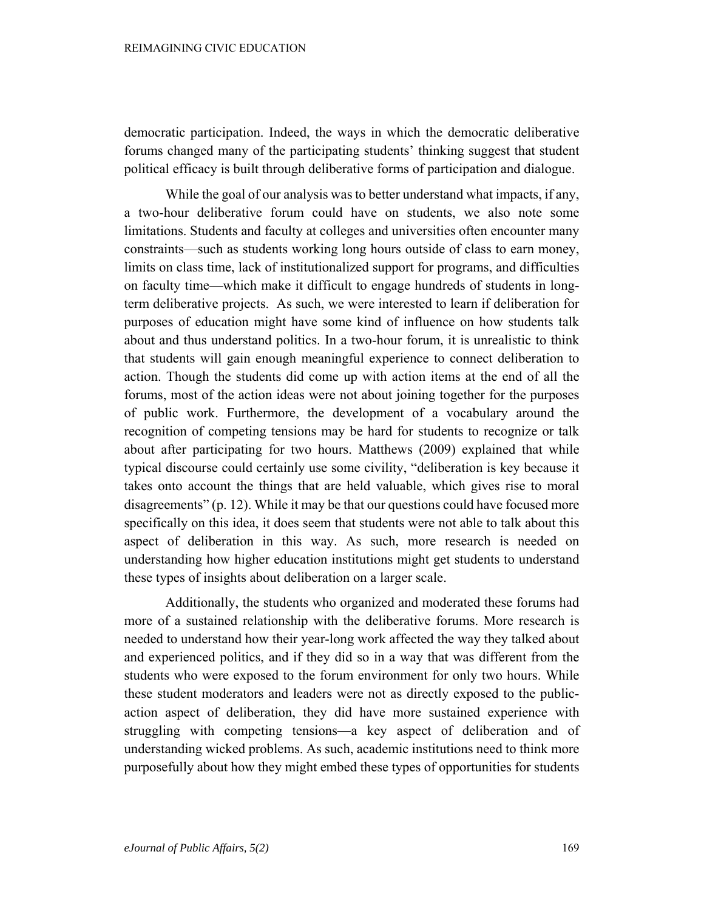democratic participation. Indeed, the ways in which the democratic deliberative forums changed many of the participating students' thinking suggest that student political efficacy is built through deliberative forms of participation and dialogue.

While the goal of our analysis was to better understand what impacts, if any, a two-hour deliberative forum could have on students, we also note some limitations. Students and faculty at colleges and universities often encounter many constraints—such as students working long hours outside of class to earn money, limits on class time, lack of institutionalized support for programs, and difficulties on faculty time—which make it difficult to engage hundreds of students in long-term deliberative projects. As such, we were interested to learn if deliberation for purposes of education might have some kind of influence on how students talk about and thus understand politics. In a two-hour forum, it is unrealistic to think that students will gain enough meaningful experience to connect deliberation to action. Though the students did come up with action items at the end of all the forums, most of the action ideas were not about joining together for the purposes of public work. Furthermore, the development of a vocabulary around the recognition of competing tensions may be hard for students to recognize or talk about after participating for two hours. Matthews (2009) explained that while typical discourse could certainly use some civility, "deliberation is key because it takes onto account the things that are held valuable, which gives rise to moral disagreements" (p. 12). While it may be that our questions could have focused more specifically on this idea, it does seem that students were not able to talk about this aspect of deliberation in this way. As such, more research is needed on understanding how higher education institutions might get students to understand these types of insights about deliberation on a larger scale.

Additionally, the students who organized and moderated these forums had more of a sustained relationship with the deliberative forums. More research is needed to understand how their year-long work affected the way they talked about and experienced politics, and if they did so in a way that was different from the students who were exposed to the forum environment for only two hours. While these student moderators and leaders were not as directly exposed to the public-action aspect of deliberation, they did have more sustained experience with struggling with competing tensions—a key aspect of deliberation and of understanding wicked problems. As such, academic institutions need to think more purposefully about how they might embed these types of opportunities for students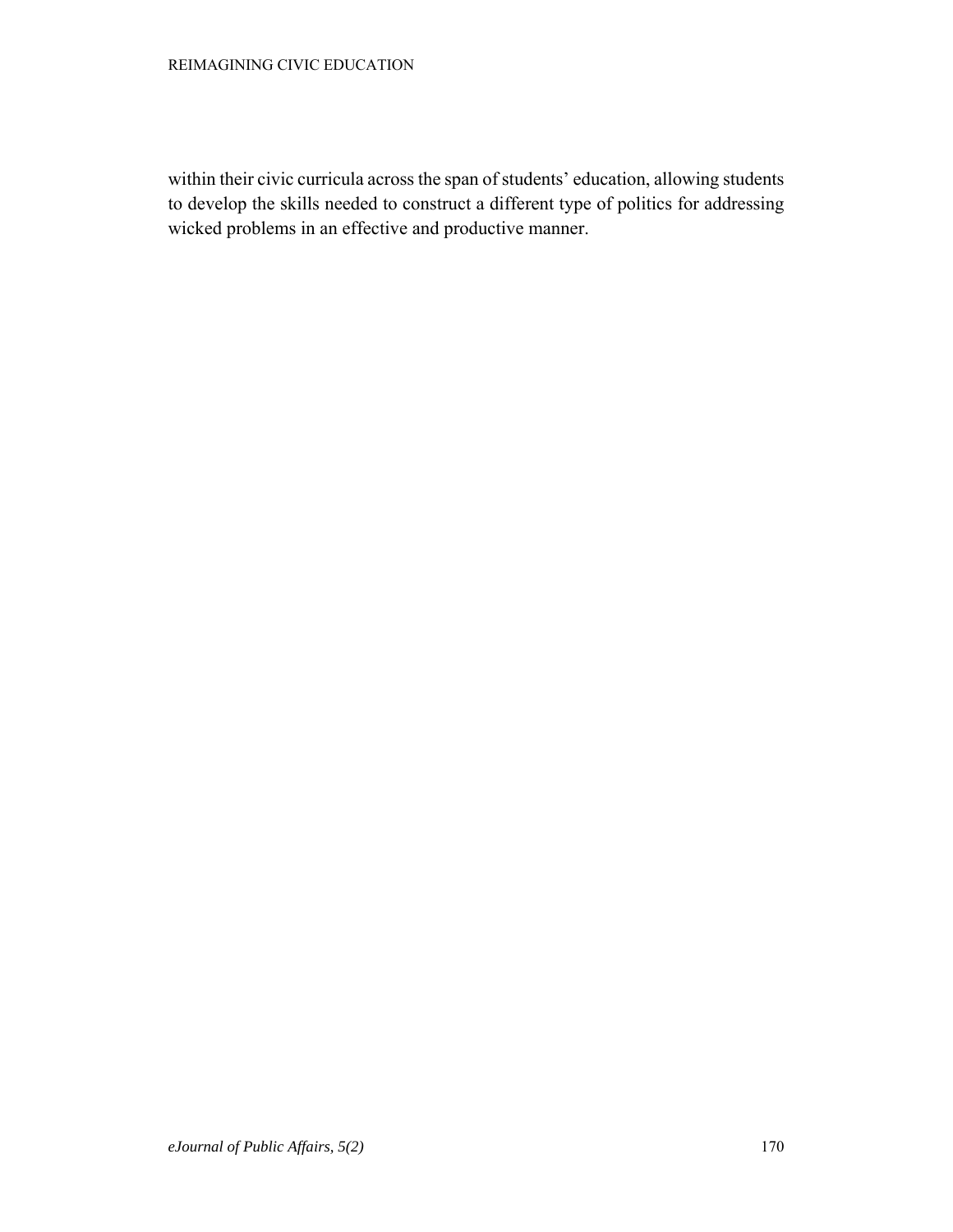within their civic curricula across the span of students' education, allowing students to develop the skills needed to construct a different type of politics for addressing wicked problems in an effective and productive manner.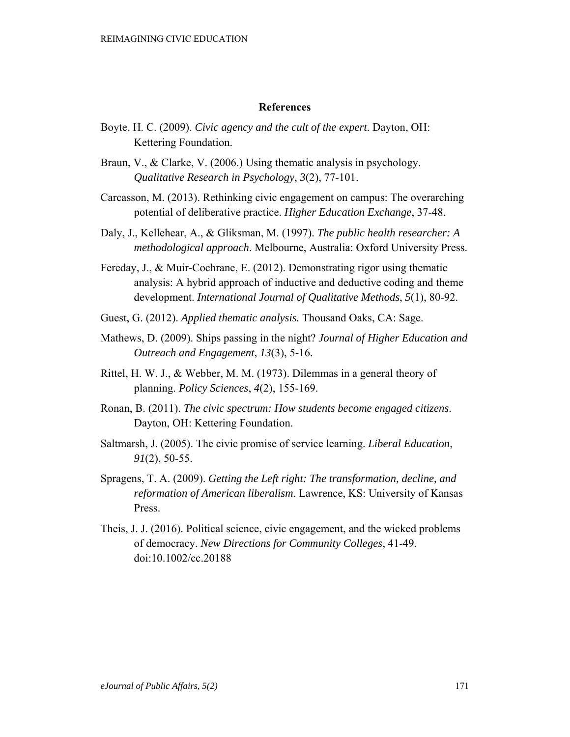## References

Boyte, H. C. (2009). *Civic agency and the cult of the expert*. Dayton, OH: Kettering Foundation.

Braun, V., & Clarke, V. (2006.) Using thematic analysis in psychology. *Qualitative Research in Psychology*, *3*(2), 77-101.

Carcasson, M. (2013). Rethinking civic engagement on campus: The overarching potential of deliberative practice. *Higher Education Exchange*, 37-48.

Daly, J., Kellehear, A., & Gliksman, M. (1997). *The public health researcher: A methodological approach*. Melbourne, Australia: Oxford University Press.

Fereday, J., & Muir-Cochrane, E. (2012). Demonstrating rigor using thematic analysis: A hybrid approach of inductive and deductive coding and theme development. *International Journal of Qualitative Methods*, *5*(1), 80-92.

Guest, G. (2012). *Applied thematic analysis.* Thousand Oaks, CA: Sage.

Mathews, D. (2009). Ships passing in the night? *Journal of Higher Education and Outreach and Engagement*, *13*(3), 5-16.

Rittel, H. W. J., & Webber, M. M. (1973). Dilemmas in a general theory of planning. *Policy Sciences*, *4*(2), 155-169.

Ronan, B. (2011). *The civic spectrum: How students become engaged citizens*. Dayton, OH: Kettering Foundation.

Saltmarsh, J. (2005). The civic promise of service learning. *Liberal Education*, *91*(2), 50-55.

Spragens, T. A. (2009). *Getting the Left right: The transformation, decline, and reformation of American liberalism*. Lawrence, KS: University of Kansas Press.

Theis, J. J. (2016). Political science, civic engagement, and the wicked problems of democracy. *New Directions for Community Colleges*, 41-49. doi:10.1002/cc.20188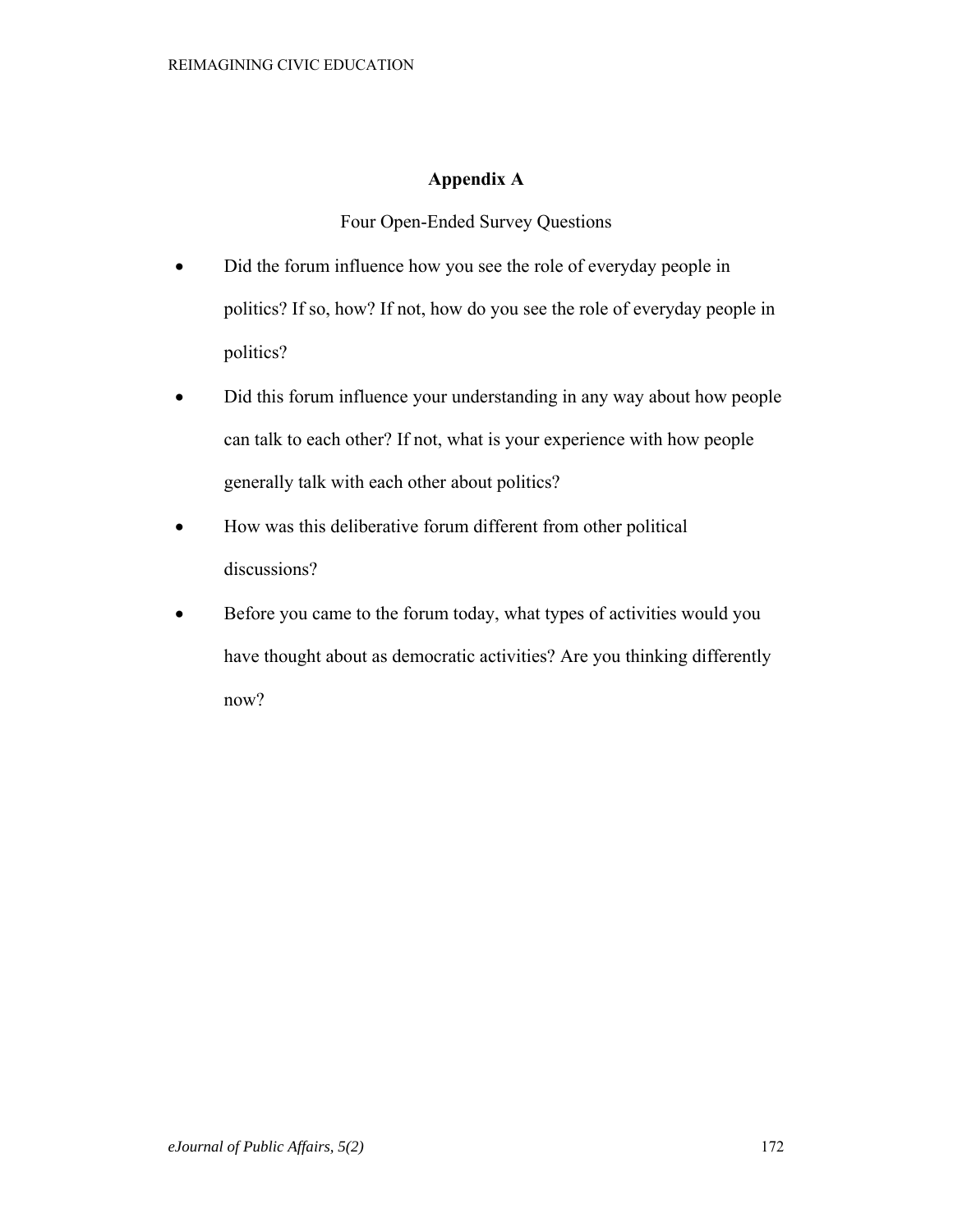## Appendix A

Four Open-Ended Survey Questions

- Did the forum influence how you see the role of everyday people in politics? If so, how? If not, how do you see the role of everyday people in politics?
- Did this forum influence your understanding in any way about how people can talk to each other? If not, what is your experience with how people generally talk with each other about politics?
- How was this deliberative forum different from other political discussions?
- Before you came to the forum today, what types of activities would you have thought about as democratic activities? Are you thinking differently now?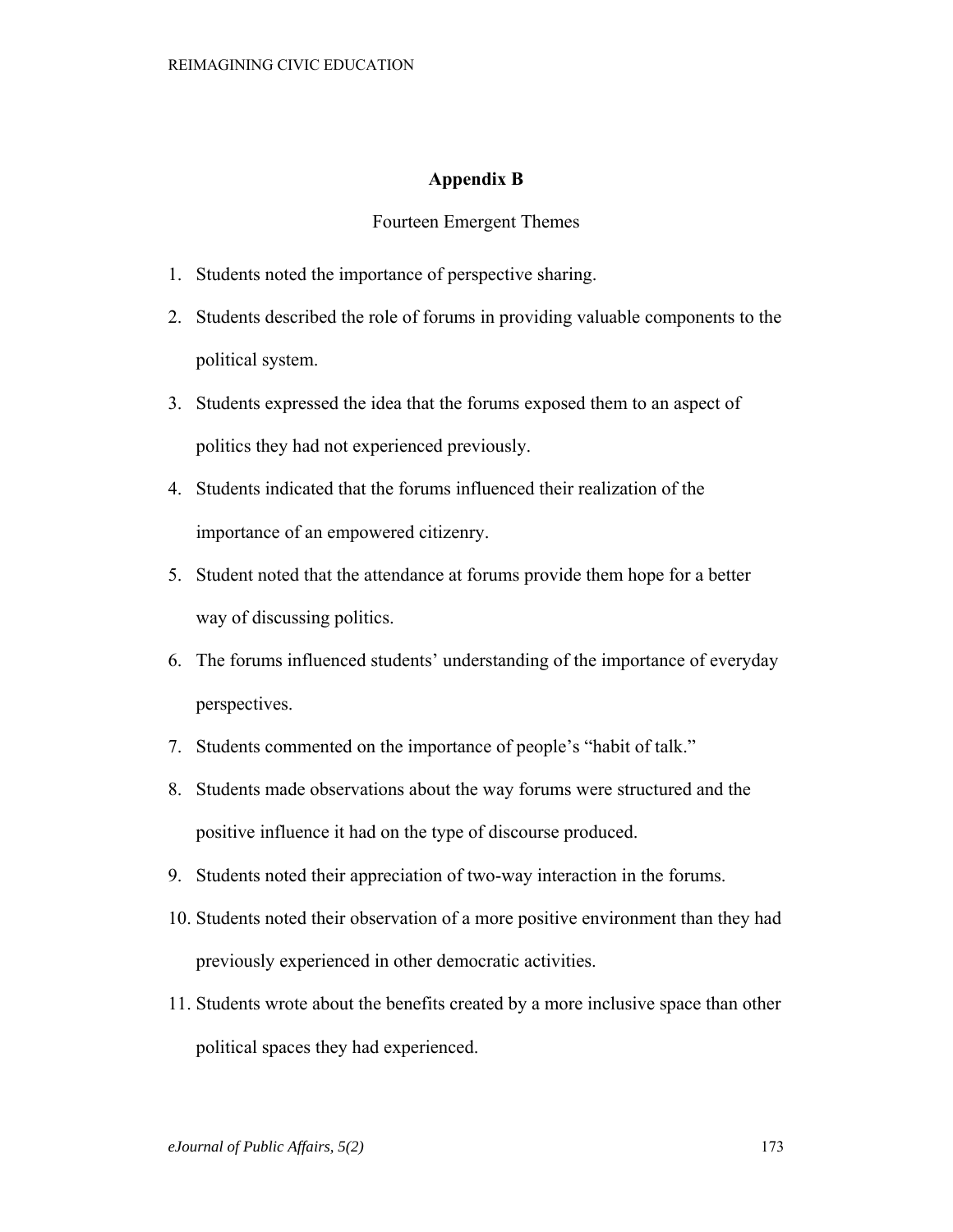## Appendix B

Fourteen Emergent Themes

1. Students noted the importance of perspective sharing.
2. Students described the role of forums in providing valuable components to the political system.
3. Students expressed the idea that the forums exposed them to an aspect of politics they had not experienced previously.
4. Students indicated that the forums influenced their realization of the importance of an empowered citizenry.
5. Student noted that the attendance at forums provide them hope for a better way of discussing politics.
6. The forums influenced students' understanding of the importance of everyday perspectives.
7. Students commented on the importance of people's "habit of talk."
8. Students made observations about the way forums were structured and the positive influence it had on the type of discourse produced.
9. Students noted their appreciation of two-way interaction in the forums.
10. Students noted their observation of a more positive environment than they had previously experienced in other democratic activities.
11. Students wrote about the benefits created by a more inclusive space than other political spaces they had experienced.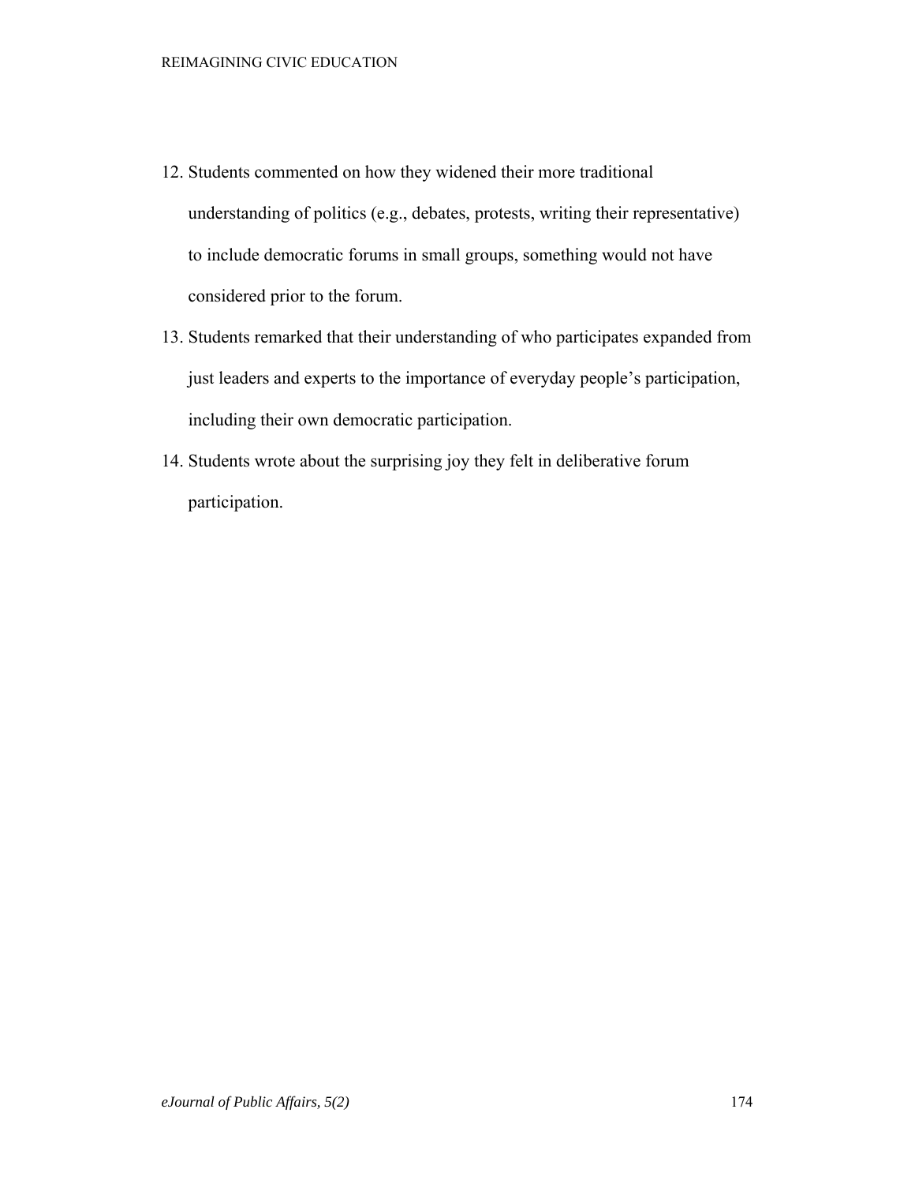12. Students commented on how they widened their more traditional understanding of politics (e.g., debates, protests, writing their representative) to include democratic forums in small groups, something would not have considered prior to the forum.
13. Students remarked that their understanding of who participates expanded from just leaders and experts to the importance of everyday people's participation, including their own democratic participation.
14. Students wrote about the surprising joy they felt in deliberative forum participation.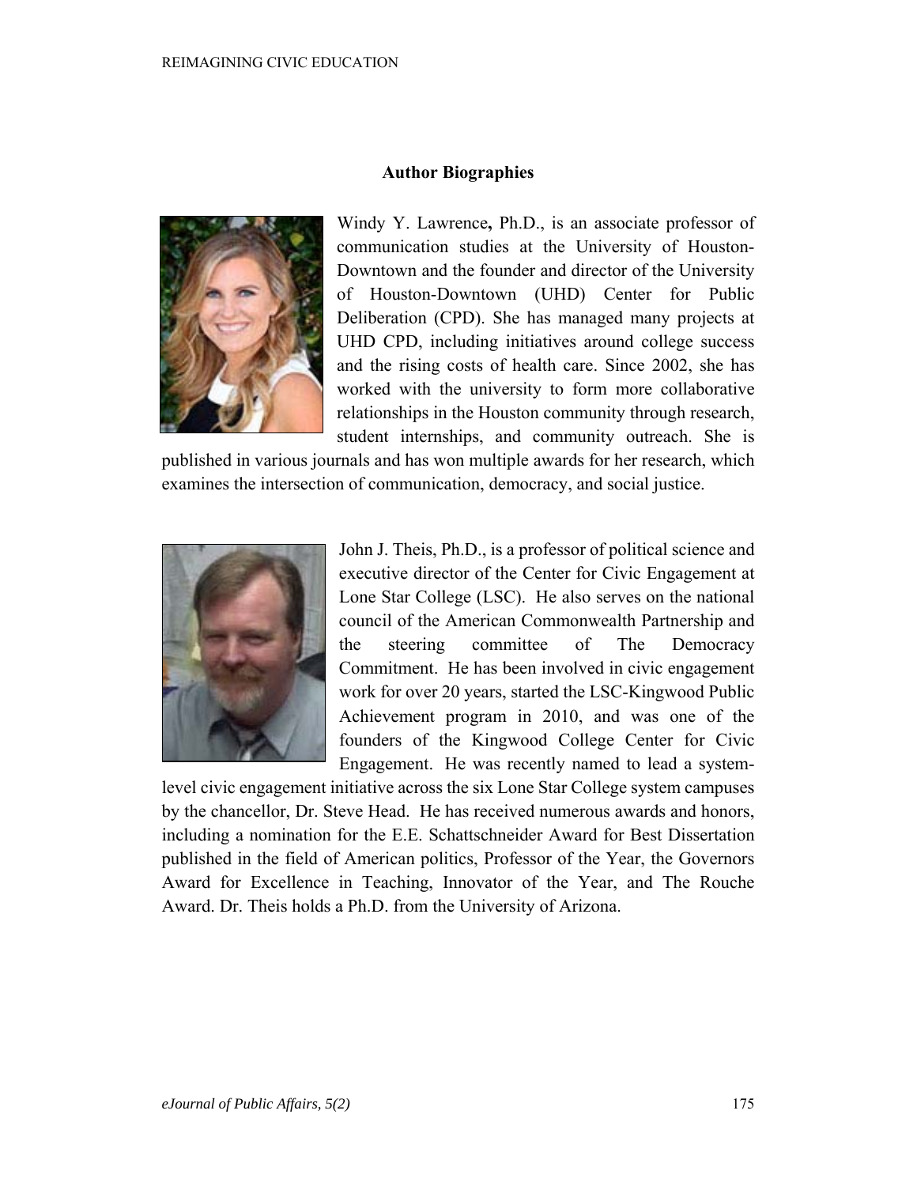## Author Biographies

**Windy Y. Lawrence,** Ph.D., is an associate professor of communication studies at the University of Houston-Downtown and the founder and director of the University of Houston-Downtown (UHD) Center for Public Deliberation (CPD). She has managed many projects at UHD CPD, including initiatives around college success and the rising costs of health care. Since 2002, she has worked with the university to form more collaborative relationships in the Houston community through research, student internships, and community outreach. She is published in various journals and has won multiple awards for her research, which examines the intersection of communication, democracy, and social justice.

John J. Theis, Ph.D., is a professor of political science and executive director of the Center for Civic Engagement at Lone Star College (LSC). He also serves on the national council of the American Commonwealth Partnership and the steering committee of The Democracy Commitment. He has been involved in civic engagement work for over 20 years, started the LSC-Kingwood Public Achievement program in 2010, and was one of the founders of the Kingwood College Center for Civic Engagement. He was recently named to lead a system-level civic engagement initiative across the six Lone Star College system campuses by the chancellor, Dr. Steve Head. He has received numerous awards and honors, including a nomination for the E.E. Schattschneider Award for Best Dissertation published in the field of American politics, Professor of the Year, the Governors Award for Excellence in Teaching, Innovator of the Year, and The Rouche Award. Dr. Theis holds a Ph.D. from the University of Arizona.